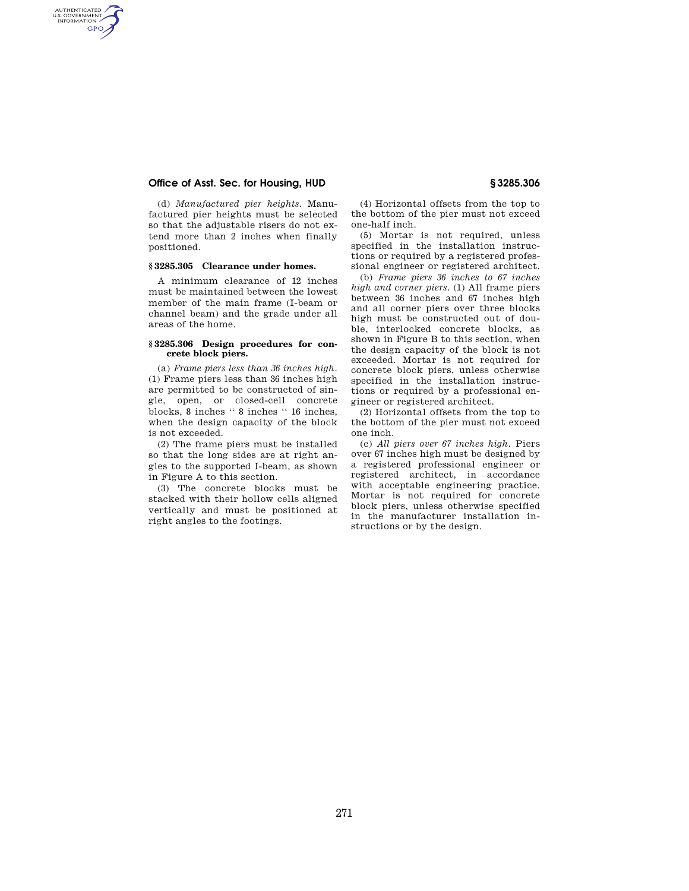(d) *Manufactured pier heights.* Manufactured pier heights must be selected so that the adjustable risers do not extend more than 2 inches when finally positioned.

### § 3285.305 Clearance under homes.

A minimum clearance of 12 inches must be maintained between the lowest member of the main frame (I-beam or channel beam) and the grade under all areas of the home.

### § 3285.306 Design procedures for concrete block piers.

(a) *Frame piers less than 36 inches high.* (1) Frame piers less than 36 inches high are permitted to be constructed of single, open, or closed-cell concrete blocks, 8 inches '' 8 inches '' 16 inches, when the design capacity of the block is not exceeded.

(2) The frame piers must be installed so that the long sides are at right angles to the supported I-beam, as shown in Figure A to this section.

(3) The concrete blocks must be stacked with their hollow cells aligned vertically and must be positioned at right angles to the footings.

(4) Horizontal offsets from the top to the bottom of the pier must not exceed one-half inch.

(5) Mortar is not required, unless specified in the installation instructions or required by a registered professional engineer or registered architect.

(b) *Frame piers 36 inches to 67 inches high and corner piers.* (1) All frame piers between 36 inches and 67 inches high and all corner piers over three blocks high must be constructed out of double, interlocked concrete blocks, as shown in Figure B to this section, when the design capacity of the block is not exceeded. Mortar is not required for concrete block piers, unless otherwise specified in the installation instructions or required by a professional engineer or registered architect.

(2) Horizontal offsets from the top to the bottom of the pier must not exceed one inch.

(c) *All piers over 67 inches high.* Piers over 67 inches high must be designed by a registered professional engineer or registered architect, in accordance with acceptable engineering practice. Mortar is not required for concrete block piers, unless otherwise specified in the manufacturer installation instructions or by the design.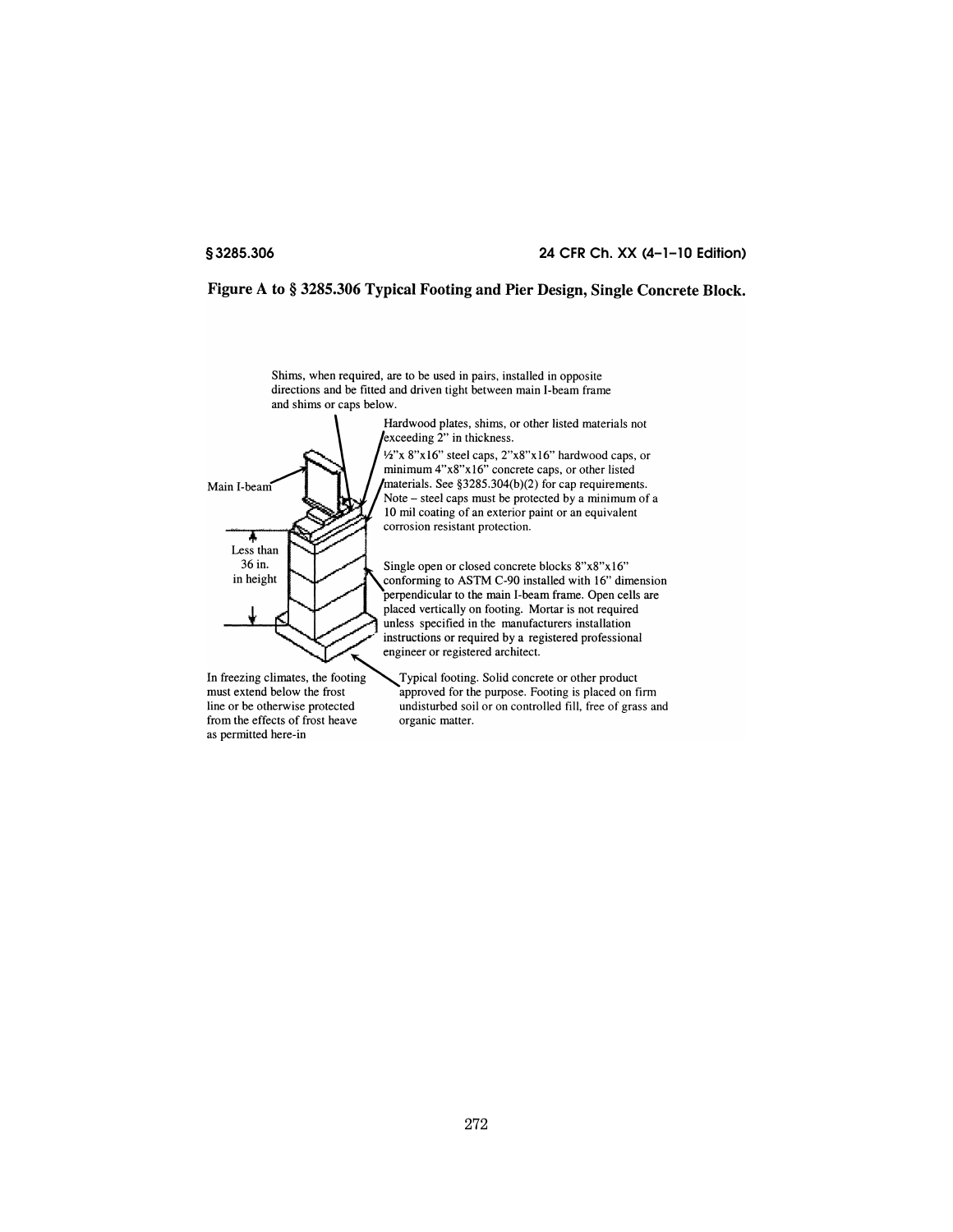**Figure A to § 3285.306 Typical Footing and Pier Design, Single Concrete Block.**

Shims, when required, are to be used in pairs, installed in opposite directions and be fitted and driven tight between main I-beam frame and shims or caps below.

Hardwood plates, shims, or other listed materials not exceeding 2" in thickness.

½"x 8"x16" steel caps, 2"x8"x16" hardwood caps, or minimum 4"x8"x16" concrete caps, or other listed materials. See §3285.304(b)(2) for cap requirements. Note – steel caps must be protected by a minimum of a 10 mil coating of an exterior paint or an equivalent corrosion resistant protection.

Main I-beam

Less than 36 in. in height

Single open or closed concrete blocks 8"x8"x16" conforming to ASTM C-90 installed with 16" dimension perpendicular to the main I-beam frame. Open cells are placed vertically on footing. Mortar is not required unless specified in the manufacturers installation instructions or required by a registered professional engineer or registered architect.

In freezing climates, the footing must extend below the frost line or be otherwise protected from the effects of frost heave as permitted here-in

Typical footing. Solid concrete or other product approved for the purpose. Footing is placed on firm undisturbed soil or on controlled fill, free of grass and organic matter.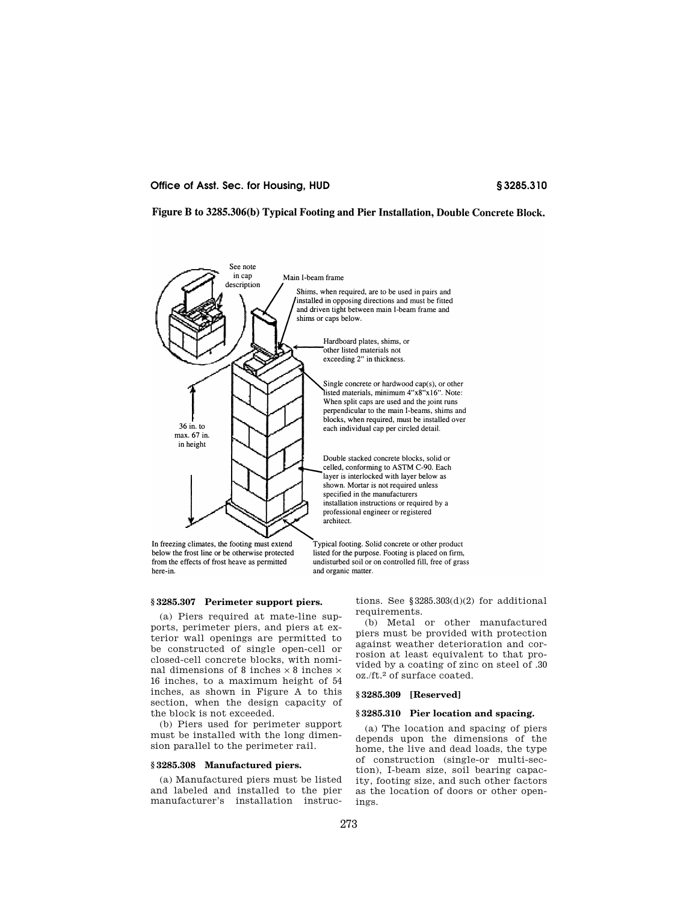**Figure B to 3285.306(b) Typical Footing and Pier Installation, Double Concrete Block.**

See note in cap description

Main I-beam frame

Shims, when required, are to be used in pairs and installed in opposing directions and must be fitted and driven tight between main I-beam frame and shims or caps below.

Hardboard plates, shims, or other listed materials not exceeding 2" in thickness.

Single concrete or hardwood cap(s), or other listed materials, minimum 4"x8"x16". Note: When split caps are used and the joint runs perpendicular to the main I-beams, shims and blocks, when required, must be installed over each individual cap per circled detail.

36 in. to max. 67 in. in height

Double stacked concrete blocks, solid or celled, conforming to ASTM C-90. Each layer is interlocked with layer below as shown. Mortar is not required unless specified in the manufacturers installation instructions or required by a professional engineer or registered architect.

In freezing climates, the footing must extend below the frost line or be otherwise protected from the effects of frost heave as permitted here-in.

Typical footing. Solid concrete or other product listed for the purpose. Footing is placed on firm, undisturbed soil or on controlled fill, free of grass and organic matter.

### § 3285.307 Perimeter support piers.

(a) Piers required at mate-line supports, perimeter piers, and piers at exterior wall openings are permitted to be constructed of single open-cell or closed-cell concrete blocks, with nominal dimensions of 8 inches × 8 inches × 16 inches, to a maximum height of 54 inches, as shown in Figure A to this section, when the design capacity of the block is not exceeded.

(b) Piers used for perimeter support must be installed with the long dimension parallel to the perimeter rail.

### § 3285.308 Manufactured piers.

(a) Manufactured piers must be listed and labeled and installed to the pier manufacturer's installation instructions. See § 3285.303(d)(2) for additional requirements.

(b) Metal or other manufactured piers must be provided with protection against weather deterioration and corrosion at least equivalent to that provided by a coating of zinc on steel of .30 oz./ft.$^2$ of surface coated.

### § 3285.309 [Reserved]

### § 3285.310 Pier location and spacing.

(a) The location and spacing of piers depends upon the dimensions of the home, the live and dead loads, the type of construction (single-or multi-section), I-beam size, soil bearing capacity, footing size, and such other factors as the location of doors or other openings.